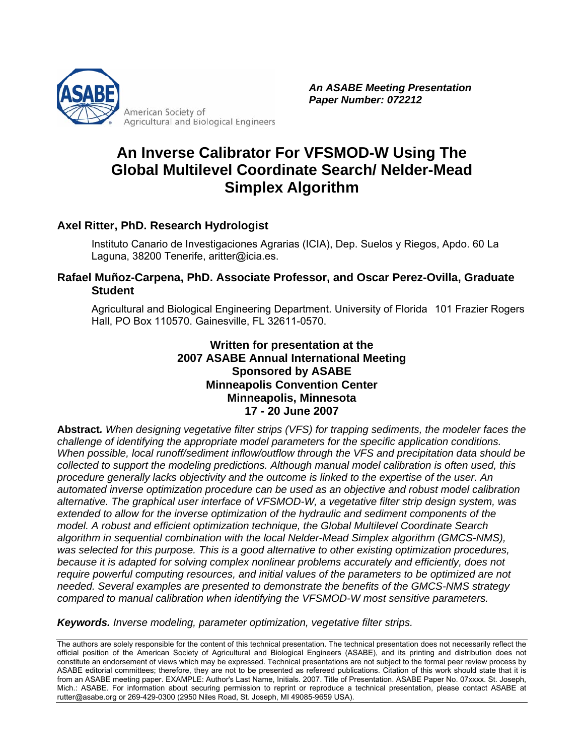American Society of Agricultural and Biological Engineers

***An ASABE Meeting Presentation***
***Paper Number: 072212***

# An Inverse Calibrator For VFSMOD-W Using The Global Multilevel Coordinate Search/ Nelder-Mead Simplex Algorithm

### Axel Ritter, PhD. Research Hydrologist

Instituto Canario de Investigaciones Agrarias (ICIA), Dep. Suelos y Riegos, Apdo. 60 La Laguna, 38200 Tenerife, aritter@icia.es.

### Rafael Muñoz-Carpena, PhD. Associate Professor, and Oscar Perez-Ovilla, Graduate Student

Agricultural and Biological Engineering Department. University of Florida 101 Frazier Rogers Hall, PO Box 110570. Gainesville, FL 32611-0570.

**Written for presentation at the**
**2007 ASABE Annual International Meeting**
**Sponsored by ASABE**
**Minneapolis Convention Center**
**Minneapolis, Minnesota**
**17 - 20 June 2007**

**Abstract.** *When designing vegetative filter strips (VFS) for trapping sediments, the modeler faces the challenge of identifying the appropriate model parameters for the specific application conditions. When possible, local runoff/sediment inflow/outflow through the VFS and precipitation data should be collected to support the modeling predictions. Although manual model calibration is often used, this procedure generally lacks objectivity and the outcome is linked to the expertise of the user. An automated inverse optimization procedure can be used as an objective and robust model calibration alternative. The graphical user interface of VFSMOD-W, a vegetative filter strip design system, was extended to allow for the inverse optimization of the hydraulic and sediment components of the model. A robust and efficient optimization technique, the Global Multilevel Coordinate Search algorithm in sequential combination with the local Nelder-Mead Simplex algorithm (GMCS-NMS), was selected for this purpose. This is a good alternative to other existing optimization procedures, because it is adapted for solving complex nonlinear problems accurately and efficiently, does not require powerful computing resources, and initial values of the parameters to be optimized are not needed. Several examples are presented to demonstrate the benefits of the GMCS-NMS strategy compared to manual calibration when identifying the VFSMOD-W most sensitive parameters.*

***Keywords.*** *Inverse modeling, parameter optimization, vegetative filter strips.*

The authors are solely responsible for the content of this technical presentation. The technical presentation does not necessarily reflect the official position of the American Society of Agricultural and Biological Engineers (ASABE), and its printing and distribution does not constitute an endorsement of views which may be expressed. Technical presentations are not subject to the formal peer review process by ASABE editorial committees; therefore, they are not to be presented as refereed publications. Citation of this work should state that it is from an ASABE meeting paper. EXAMPLE: Author's Last Name, Initials. 2007. Title of Presentation. ASABE Paper No. 07xxxx. St. Joseph, Mich.: ASABE. For information about securing permission to reprint or reproduce a technical presentation, please contact ASABE at rutter@asabe.org or 269-429-0300 (2950 Niles Road, St. Joseph, MI 49085-9659 USA).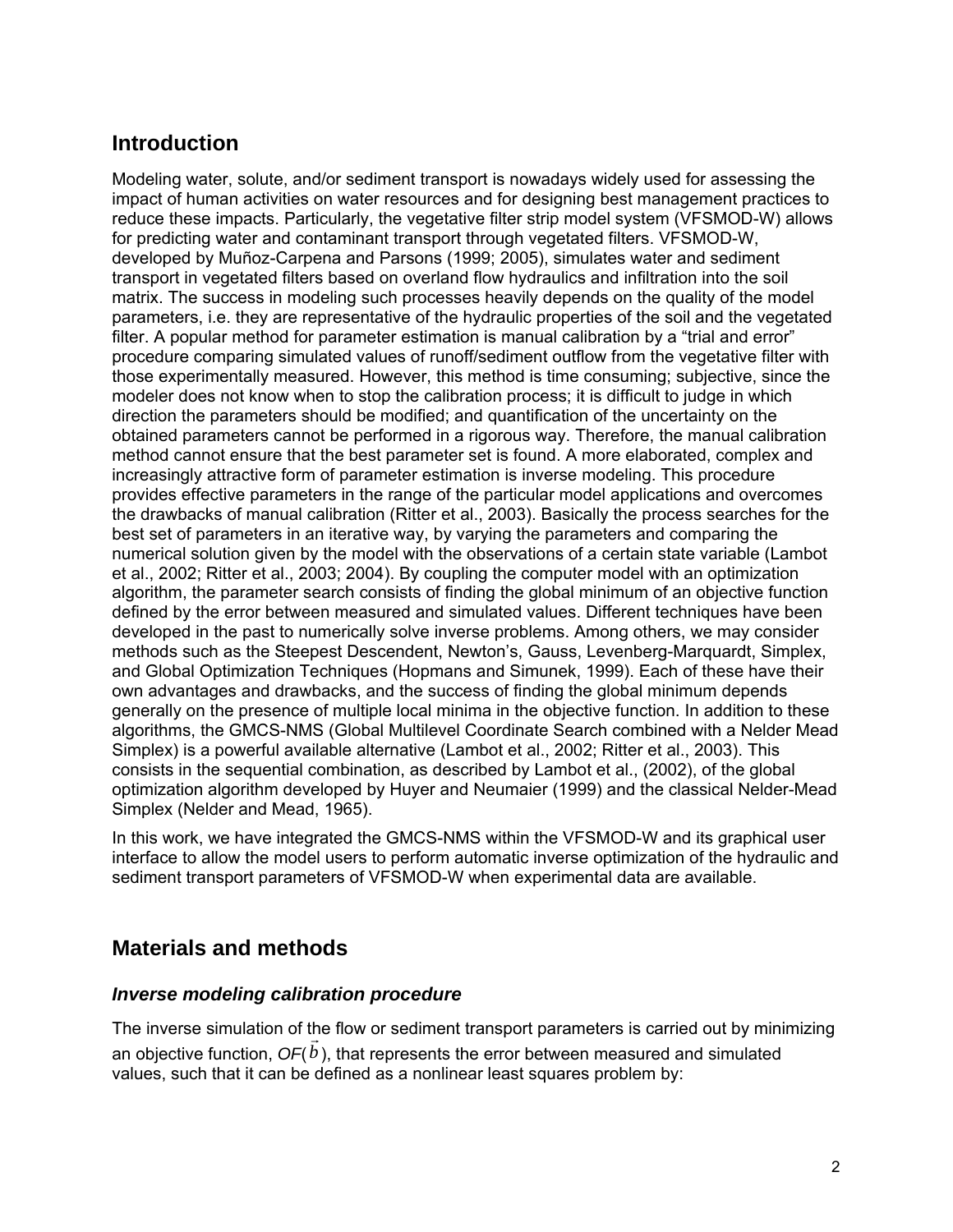## Introduction

Modeling water, solute, and/or sediment transport is nowadays widely used for assessing the impact of human activities on water resources and for designing best management practices to reduce these impacts. Particularly, the vegetative filter strip model system (VFSMOD-W) allows for predicting water and contaminant transport through vegetated filters. VFSMOD-W, developed by Muñoz-Carpena and Parsons (1999; 2005), simulates water and sediment transport in vegetated filters based on overland flow hydraulics and infiltration into the soil matrix. The success in modeling such processes heavily depends on the quality of the model parameters, i.e. they are representative of the hydraulic properties of the soil and the vegetated filter. A popular method for parameter estimation is manual calibration by a "trial and error" procedure comparing simulated values of runoff/sediment outflow from the vegetative filter with those experimentally measured. However, this method is time consuming; subjective, since the modeler does not know when to stop the calibration process; it is difficult to judge in which direction the parameters should be modified; and quantification of the uncertainty on the obtained parameters cannot be performed in a rigorous way. Therefore, the manual calibration method cannot ensure that the best parameter set is found. A more elaborated, complex and increasingly attractive form of parameter estimation is inverse modeling. This procedure provides effective parameters in the range of the particular model applications and overcomes the drawbacks of manual calibration (Ritter et al., 2003). Basically the process searches for the best set of parameters in an iterative way, by varying the parameters and comparing the numerical solution given by the model with the observations of a certain state variable (Lambot et al., 2002; Ritter et al., 2003; 2004). By coupling the computer model with an optimization algorithm, the parameter search consists of finding the global minimum of an objective function defined by the error between measured and simulated values. Different techniques have been developed in the past to numerically solve inverse problems. Among others, we may consider methods such as the Steepest Descendent, Newton's, Gauss, Levenberg-Marquardt, Simplex, and Global Optimization Techniques (Hopmans and Simunek, 1999). Each of these have their own advantages and drawbacks, and the success of finding the global minimum depends generally on the presence of multiple local minima in the objective function. In addition to these algorithms, the GMCS-NMS (Global Multilevel Coordinate Search combined with a Nelder Mead Simplex) is a powerful available alternative (Lambot et al., 2002; Ritter et al., 2003). This consists in the sequential combination, as described by Lambot et al., (2002), of the global optimization algorithm developed by Huyer and Neumaier (1999) and the classical Nelder-Mead Simplex (Nelder and Mead, 1965).

In this work, we have integrated the GMCS-NMS within the VFSMOD-W and its graphical user interface to allow the model users to perform automatic inverse optimization of the hydraulic and sediment transport parameters of VFSMOD-W when experimental data are available.

## Materials and methods

### *Inverse modeling calibration procedure*

The inverse simulation of the flow or sediment transport parameters is carried out by minimizing an objective function, $OF(\vec{b})$, that represents the error between measured and simulated values, such that it can be defined as a nonlinear least squares problem by: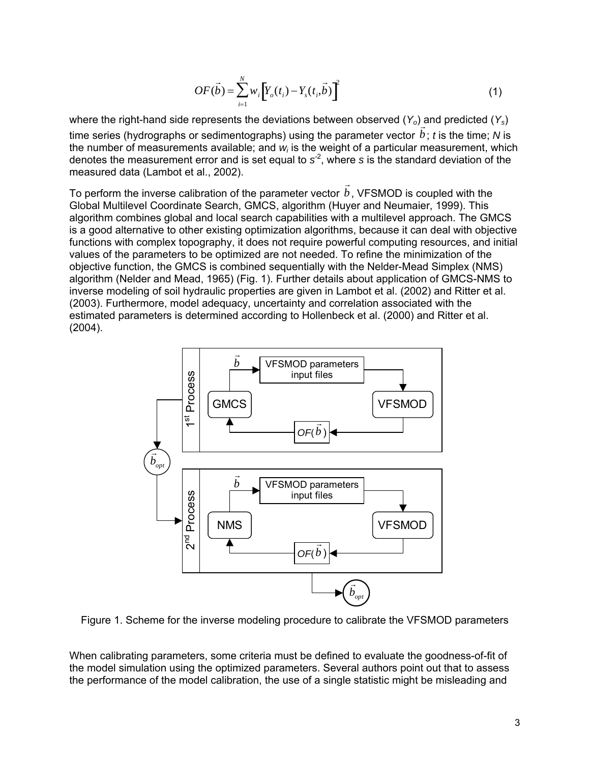$$OF(\vec{b}) = \sum_{i=1}^{N} w_i \left[ Y_o(t_i) - Y_s(t_i, \vec{b}) \right]^2 \qquad (1)$$

where the right-hand side represents the deviations between observed ($Y_o$) and predicted ($Y_s$) time series (hydrographs or sedimentographs) using the parameter vector $\vec{b}$; $t$ is the time; $N$ is the number of measurements available; and $w_i$ is the weight of a particular measurement, which denotes the measurement error and is set equal to $s^{-2}$, where $s$ is the standard deviation of the measured data (Lambot et al., 2002).

To perform the inverse calibration of the parameter vector $\vec{b}$, VFSMOD is coupled with the Global Multilevel Coordinate Search, GMCS, algorithm (Huyer and Neumaier, 1999). This algorithm combines global and local search capabilities with a multilevel approach. The GMCS is a good alternative to other existing optimization algorithms, because it can deal with objective functions with complex topography, it does not require powerful computing resources, and initial values of the parameters to be optimized are not needed. To refine the minimization of the objective function, the GMCS is combined sequentially with the Nelder-Mead Simplex (NMS) algorithm (Nelder and Mead, 1965) (Fig. 1). Further details about application of GMCS-NMS to inverse modeling of soil hydraulic properties are given in Lambot et al. (2002) and Ritter et al. (2003). Furthermore, model adequacy, uncertainty and correlation associated with the estimated parameters is determined according to Hollenbeck et al. (2000) and Ritter et al. (2004).

Figure 1. Scheme for the inverse modeling procedure to calibrate the VFSMOD parameters

When calibrating parameters, some criteria must be defined to evaluate the goodness-of-fit of the model simulation using the optimized parameters. Several authors point out that to assess the performance of the model calibration, the use of a single statistic might be misleading and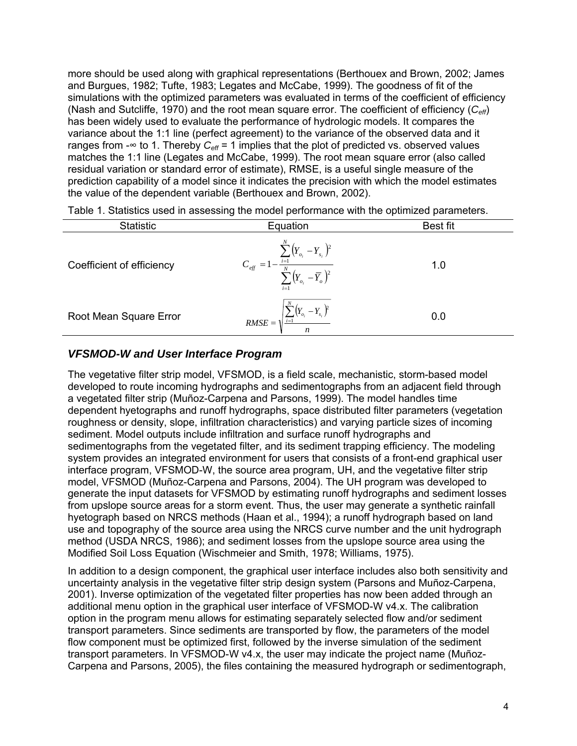more should be used along with graphical representations (Berthouex and Brown, 2002; James and Burgues, 1982; Tufte, 1983; Legates and McCabe, 1999). The goodness of fit of the simulations with the optimized parameters was evaluated in terms of the coefficient of efficiency (Nash and Sutcliffe, 1970) and the root mean square error. The coefficient of efficiency ($C_{eff}$) has been widely used to evaluate the performance of hydrologic models. It compares the variance about the 1:1 line (perfect agreement) to the variance of the observed data and it ranges from -∞ to 1. Thereby $C_{eff}$ = 1 implies that the plot of predicted vs. observed values matches the 1:1 line (Legates and McCabe, 1999). The root mean square error (also called residual variation or standard error of estimate), RMSE, is a useful single measure of the prediction capability of a model since it indicates the precision with which the model estimates the value of the dependent variable (Berthouex and Brown, 2002).

Table 1. Statistics used in assessing the model performance with the optimized parameters.

| Statistic | Equation | Best fit |
|---|---|---|
| Coefficient of efficiency | $C_{eff} = 1 - \frac{\sum_{i=1}^{N}\left(Y_{o_i} - Y_{s_i}\right)^2}{\sum_{i=1}^{N}\left(Y_{o_i} - \overline{Y}_o\right)^2}$ | 1.0 |
| Root Mean Square Error | $RMSE = \sqrt{\frac{\sum_{i=1}^{N}\left(Y_{o_i} - Y_{s_i}\right)^2}{n}}$ | 0.0 |

### *VFSMOD-W and User Interface Program*

The vegetative filter strip model, VFSMOD, is a field scale, mechanistic, storm-based model developed to route incoming hydrographs and sedimentographs from an adjacent field through a vegetated filter strip (Muñoz-Carpena and Parsons, 1999). The model handles time dependent hyetographs and runoff hydrographs, space distributed filter parameters (vegetation roughness or density, slope, infiltration characteristics) and varying particle sizes of incoming sediment. Model outputs include infiltration and surface runoff hydrographs and sedimentographs from the vegetated filter, and its sediment trapping efficiency. The modeling system provides an integrated environment for users that consists of a front-end graphical user interface program, VFSMOD-W, the source area program, UH, and the vegetative filter strip model, VFSMOD (Muñoz-Carpena and Parsons, 2004). The UH program was developed to generate the input datasets for VFSMOD by estimating runoff hydrographs and sediment losses from upslope source areas for a storm event. Thus, the user may generate a synthetic rainfall hyetograph based on NRCS methods (Haan et al., 1994); a runoff hydrograph based on land use and topography of the source area using the NRCS curve number and the unit hydrograph method (USDA NRCS, 1986); and sediment losses from the upslope source area using the Modified Soil Loss Equation (Wischmeier and Smith, 1978; Williams, 1975).

In addition to a design component, the graphical user interface includes also both sensitivity and uncertainty analysis in the vegetative filter strip design system (Parsons and Muñoz-Carpena, 2001). Inverse optimization of the vegetated filter properties has now been added through an additional menu option in the graphical user interface of VFSMOD-W v4.x. The calibration option in the program menu allows for estimating separately selected flow and/or sediment transport parameters. Since sediments are transported by flow, the parameters of the model flow component must be optimized first, followed by the inverse simulation of the sediment transport parameters. In VFSMOD-W v4.x, the user may indicate the project name (Muñoz-Carpena and Parsons, 2005), the files containing the measured hydrograph or sedimentograph,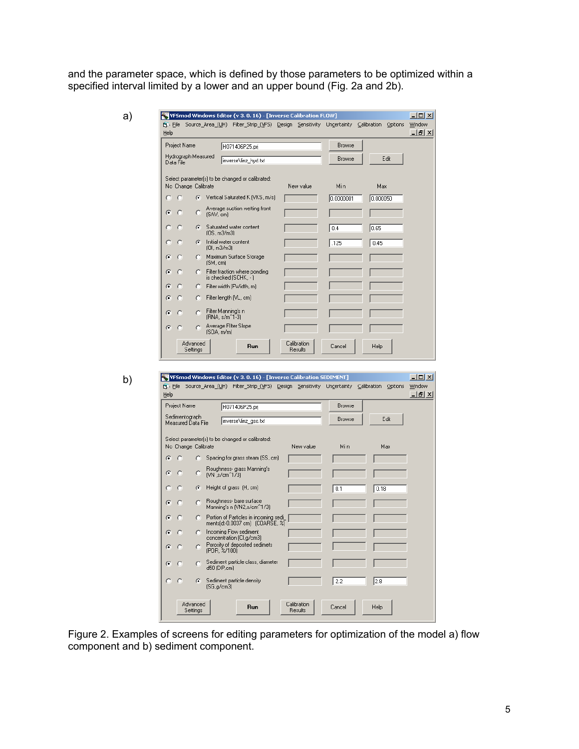and the parameter space, which is defined by those parameters to be optimized within a specified interval limited by a lower and an upper bound (Fig. 2a and 2b).

a)

VFSmod Windows Editor (v 3. 0. 16) - [Inverse Calibration FLOW]

File Source_Area_(UH) Filter_Strip_(VFS) Design Sensitivity Uncertainty Calibration Options Window Help

Project Name H071406P25.prj Browse

Hydrograph Measured Data File inverse\linz_hyd.txt Browse Edit

Select parameter(s) to be changed or calibrated:

No Change Calibrate New value Min Max

Vertical Saturated K (VKS, m/s) 0.0000001 0.000050

Average suction wetting front (SAV, cm)

Saturated water content (OS, m3/m3) 0.4 0.65

Initial water content (OI, m3/m3) .125 0.45

Maximum Surface Storage (SM, cm)

Filter fraction where ponding is checked (SCHK, -)

Filter width (FWidth, m)

Filter length (VL, cm)

Filter Manning's n (RNA, s/m^1-3)

Average Filter Slope (SOA, m/m)

Advanced Settings Run Calibration Results Cancel Help

b)

VFSmod Windows Editor (v 3. 0. 16) - [Inverse Calibration SEDIMENT]

File Source_Area_(UH) Filter_Strip_(VFS) Design Sensitivity Uncertainty Calibration Options Window Help

Project Name H071406P25.prj Browse

Sedimentograph Measured Data File inverse\linz_gso.txt Browse Edit

Select parameter(s) to be changed or calibrated:

No Change Calibrate New value Min Max

Spacing for grass steam (SS, cm)

Roughness- grass Manning's (VN ,s/cm^1/3)

Height of grass (H, cm) 0.1 0.18

Roughness- bare surface Manning's n (VN2,s/cm^1/3)

Portion of Particles in incoming sediments(d>0.0037 cm) (COARSE, %)

Incoming Flow sediment concentration (CI,g/cm3)

Porosity of deposited sediments (POR, %/100)

Sediment particle class, diameter d50 (DP,cm)

Sediment particle density (SG,g/cm3) 2.2 2.8

Advanced Settings Run Calibration Results Cancel Help

Figure 2. Examples of screens for editing parameters for optimization of the model a) flow component and b) sediment component.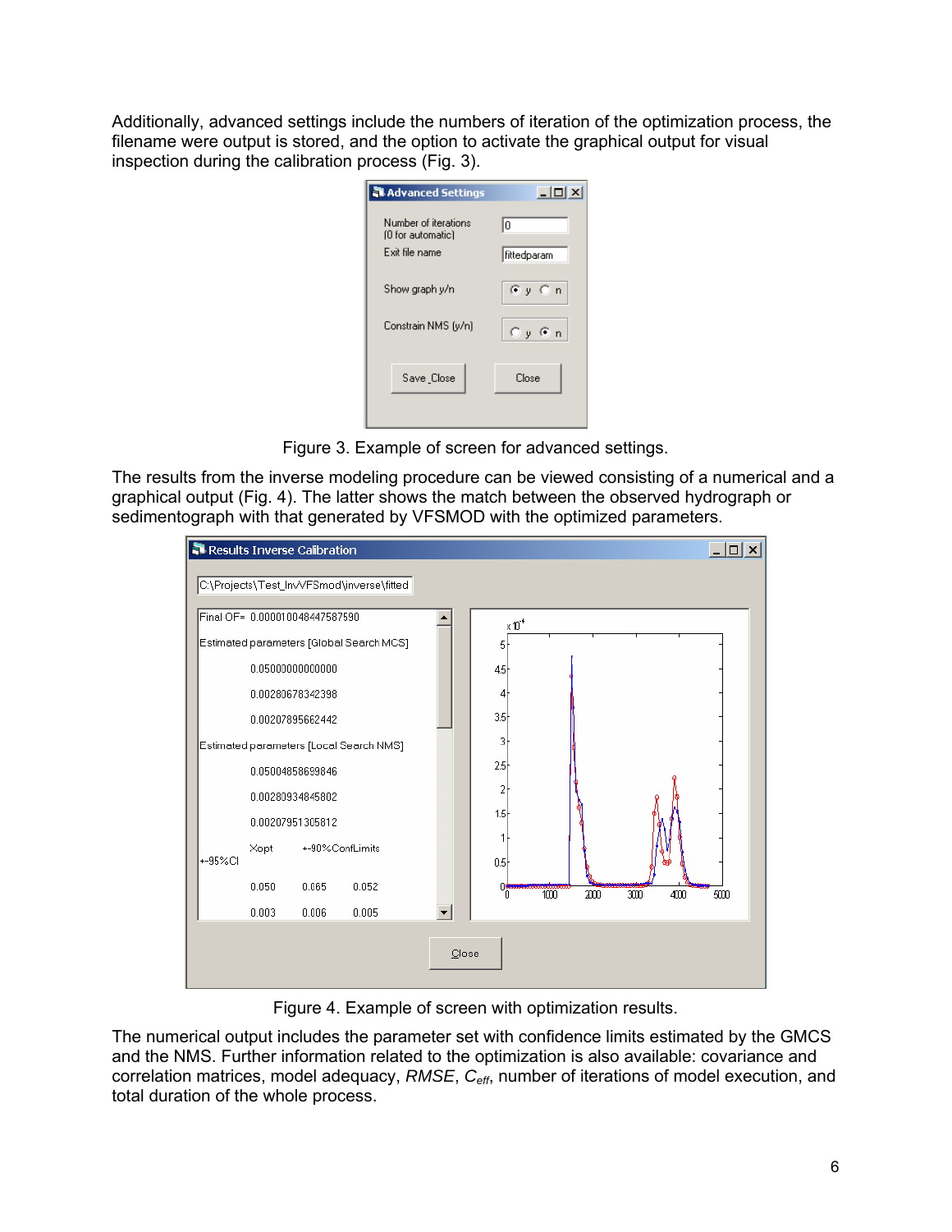Additionally, advanced settings include the numbers of iteration of the optimization process, the filename were output is stored, and the option to activate the graphical output for visual inspection during the calibration process (Fig. 3).

Advanced Settings

Number of iterations (0 for automatic) 0

Exit file name fittedparam

Show graph y/n ● y ○ n

Constrain NMS (y/n) ○ y ● n

Save_Close Close

Figure 3. Example of screen for advanced settings.

The results from the inverse modeling procedure can be viewed consisting of a numerical and a graphical output (Fig. 4). The latter shows the match between the observed hydrograph or sedimentograph with that generated by VFSMOD with the optimized parameters.

Results Inverse Calibration

C:\Projects\Test_InvVFSmod\inverse\fitted

Final OF= 0.0000010048447587590

Estimated parameters [Global Search MCS]

0.05000000000000

0.00280678342398

0.00207895662442

Estimated parameters [Local Search NMS]

0.05004858699846

0.00280934845802

0.00207951305812

Xopt +-90%ConfLimits +-95%CI

0.050 0.065 0.052

0.003 0.006 0.005

x 10^-4

5 4.5 4 3.5 3 2.5 2 1.5 1 0.5 0

0 1000 2000 3000 4000 5000

Close

Figure 4. Example of screen with optimization results.

The numerical output includes the parameter set with confidence limits estimated by the GMCS and the NMS. Further information related to the optimization is also available: covariance and correlation matrices, model adequacy, *RMSE*, $C_{eff}$, number of iterations of model execution, and total duration of the whole process.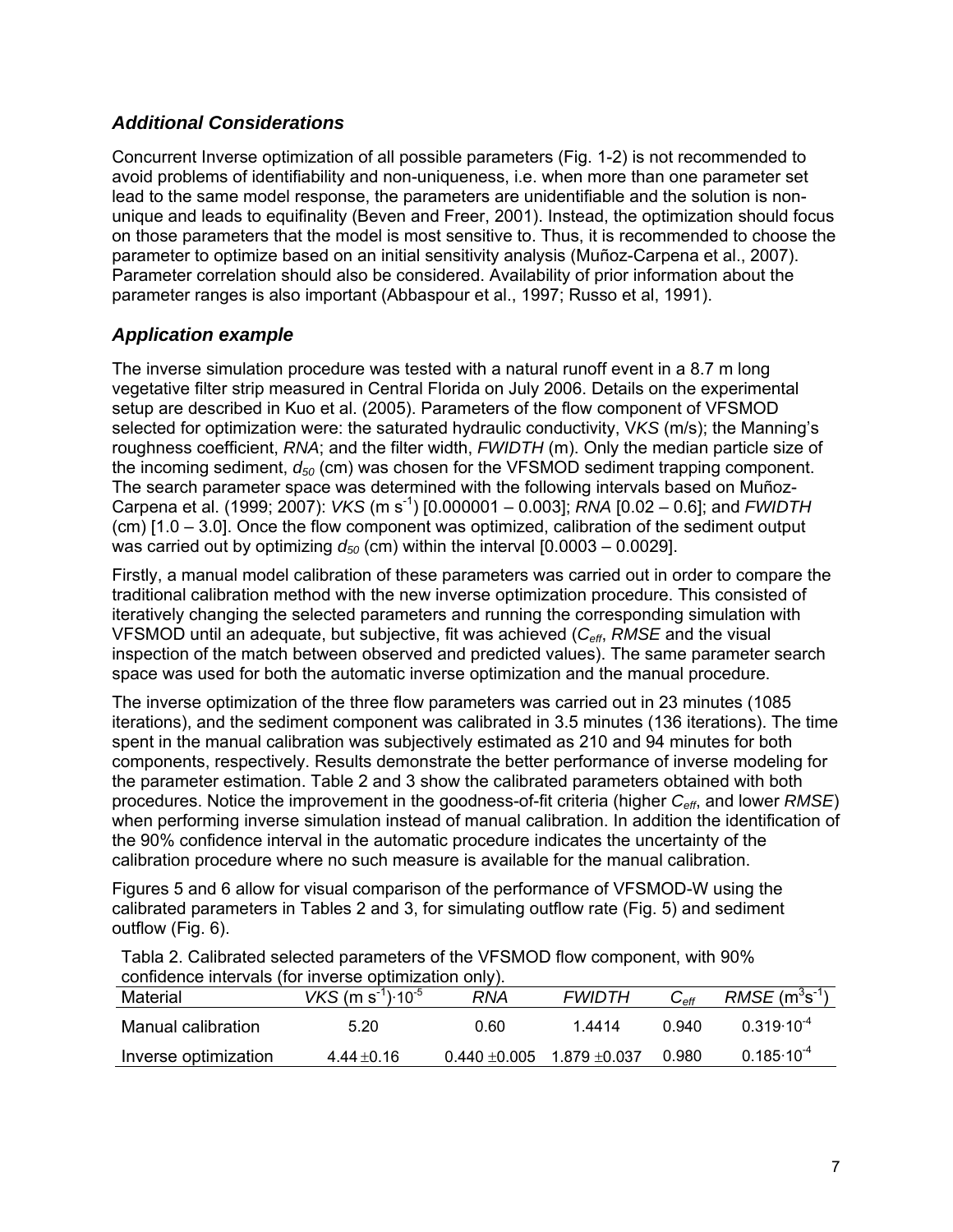## *Additional Considerations*

Concurrent Inverse optimization of all possible parameters (Fig. 1-2) is not recommended to avoid problems of identifiability and non-uniqueness, i.e. when more than one parameter set lead to the same model response, the parameters are unidentifiable and the solution is non-unique and leads to equifinality (Beven and Freer, 2001). Instead, the optimization should focus on those parameters that the model is most sensitive to. Thus, it is recommended to choose the parameter to optimize based on an initial sensitivity analysis (Muñoz-Carpena et al., 2007). Parameter correlation should also be considered. Availability of prior information about the parameter ranges is also important (Abbaspour et al., 1997; Russo et al, 1991).

## *Application example*

The inverse simulation procedure was tested with a natural runoff event in a 8.7 m long vegetative filter strip measured in Central Florida on July 2006. Details on the experimental setup are described in Kuo et al. (2005). Parameters of the flow component of VFSMOD selected for optimization were: the saturated hydraulic conductivity, V*KS* (m/s); the Manning's roughness coefficient, *RNA*; and the filter width, *FWIDTH* (m). Only the median particle size of the incoming sediment, $d_{50}$ (cm) was chosen for the VFSMOD sediment trapping component. The search parameter space was determined with the following intervals based on Muñoz-Carpena et al. (1999; 2007): *VKS* (m $s^{-1}$) [0.000001 – 0.003]; *RNA* [0.02 – 0.6]; and *FWIDTH* (cm) [1.0 – 3.0]. Once the flow component was optimized, calibration of the sediment output was carried out by optimizing $d_{50}$ (cm) within the interval [0.0003 – 0.0029].

Firstly, a manual model calibration of these parameters was carried out in order to compare the traditional calibration method with the new inverse optimization procedure. This consisted of iteratively changing the selected parameters and running the corresponding simulation with VFSMOD until an adequate, but subjective, fit was achieved ($C_{eff}$, *RMSE* and the visual inspection of the match between observed and predicted values). The same parameter search space was used for both the automatic inverse optimization and the manual procedure.

The inverse optimization of the three flow parameters was carried out in 23 minutes (1085 iterations), and the sediment component was calibrated in 3.5 minutes (136 iterations). The time spent in the manual calibration was subjectively estimated as 210 and 94 minutes for both components, respectively. Results demonstrate the better performance of inverse modeling for the parameter estimation. Table 2 and 3 show the calibrated parameters obtained with both procedures. Notice the improvement in the goodness-of-fit criteria (higher $C_{eff}$, and lower *RMSE*) when performing inverse simulation instead of manual calibration. In addition the identification of the 90% confidence interval in the automatic procedure indicates the uncertainty of the calibration procedure where no such measure is available for the manual calibration.

Figures 5 and 6 allow for visual comparison of the performance of VFSMOD-W using the calibrated parameters in Tables 2 and 3, for simulating outflow rate (Fig. 5) and sediment outflow (Fig. 6).

Tabla 2. Calibrated selected parameters of the VFSMOD flow component, with 90% confidence intervals (for inverse optimization only).

| Material | *VKS* (m $s^{-1}$)$\cdot 10^{-5}$ | *RNA* | *FWIDTH* | $C_{eff}$ | *RMSE* ($m^3 s^{-1}$) |
|---|---|---|---|---|---|
| Manual calibration | 5.20 | 0.60 | 1.4414 | 0.940 | $0.319 \cdot 10^{-4}$ |
| Inverse optimization | 4.44 ±0.16 | 0.440 ±0.005 | 1.879 ±0.037 | 0.980 | $0.185 \cdot 10^{-4}$ |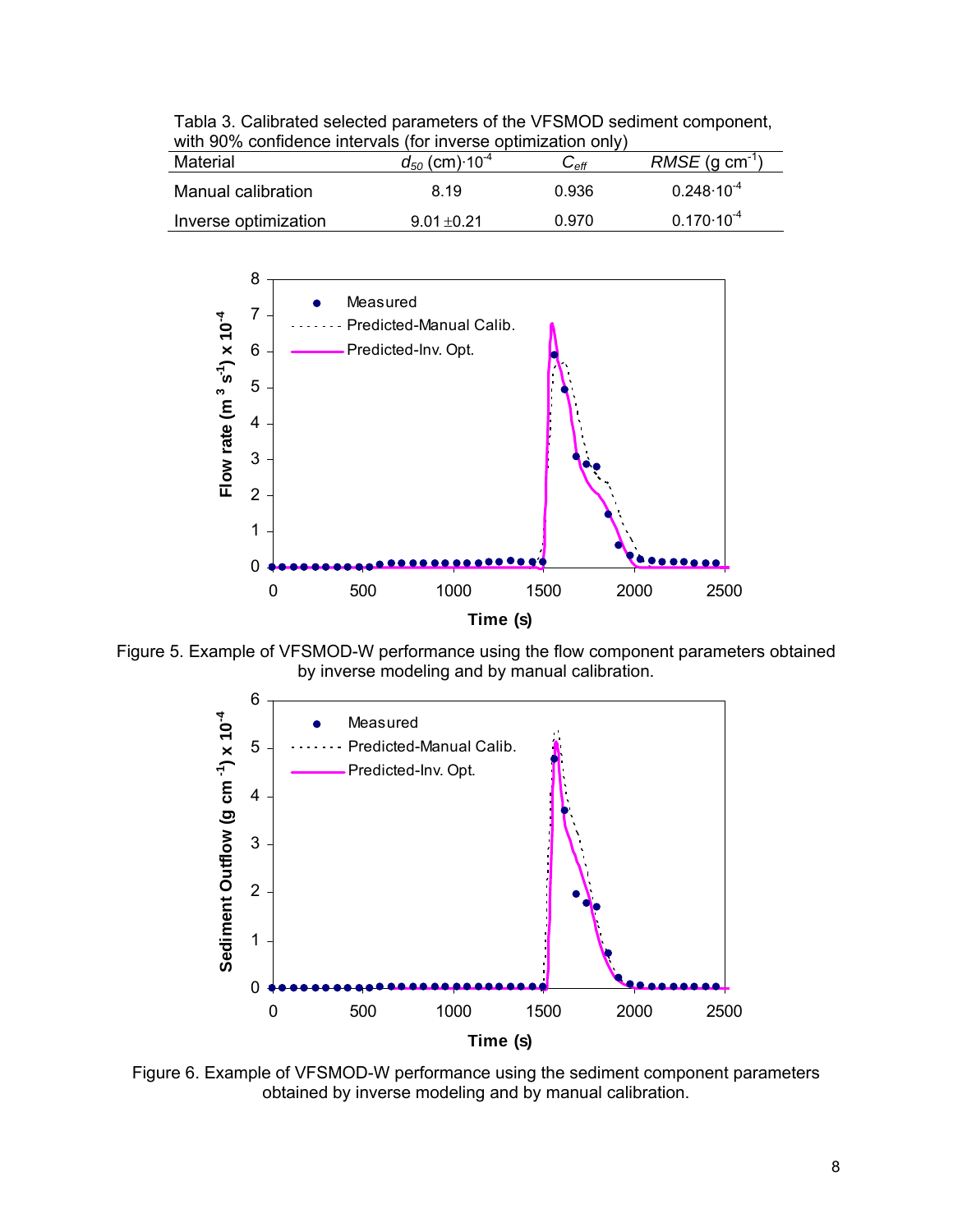Tabla 3. Calibrated selected parameters of the VFSMOD sediment component, with 90% confidence intervals (for inverse optimization only)

| Material | $d_{50}$ (cm)$\cdot 10^{-4}$ | $C_{eff}$ | $RMSE$ (g cm$^{-1}$) |
|---|---|---|---|
| Manual calibration | 8.19 | 0.936 | $0.248 \cdot 10^{-4}$ |
| Inverse optimization | $9.01 \pm 0.21$ | 0.970 | $0.170 \cdot 10^{-4}$ |

Flow rate (m$^3$ s$^{-1}$) x 10$^{-4}$

Time (s)

Measured

Predicted-Manual Calib.

Predicted-Inv. Opt.

0 1 2 3 4 5 6 7 8

0 500 1000 1500 2000 2500

Figure 5. Example of VFSMOD-W performance using the flow component parameters obtained by inverse modeling and by manual calibration.

Sediment Outflow (g cm$^{-1}$) x 10$^{-4}$

Time (s)

Measured

Predicted-Manual Calib.

Predicted-Inv. Opt.

0 1 2 3 4 5 6

0 500 1000 1500 2000 2500

Figure 6. Example of VFSMOD-W performance using the sediment component parameters obtained by inverse modeling and by manual calibration.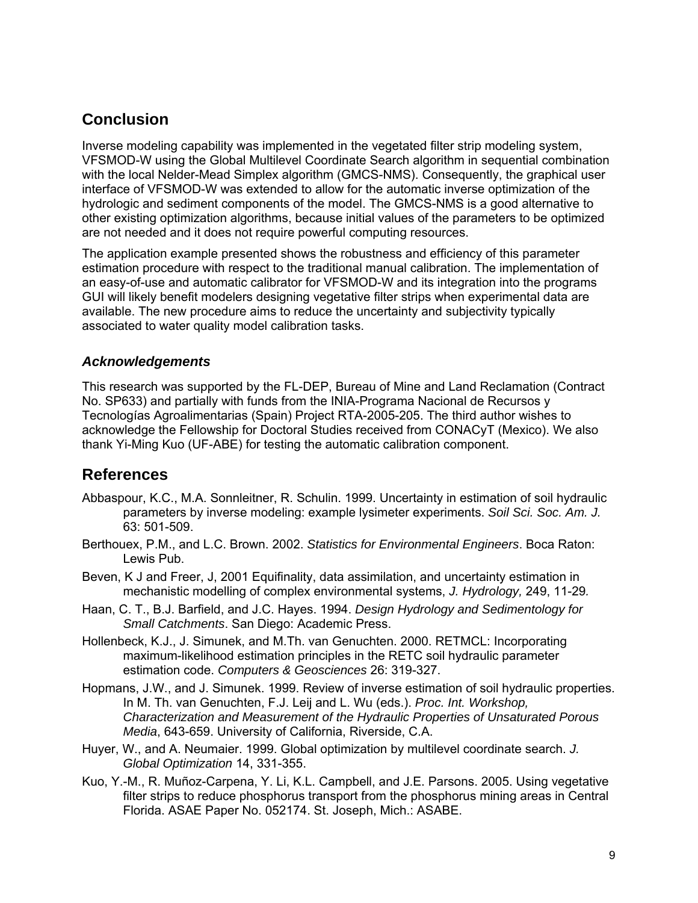## Conclusion

Inverse modeling capability was implemented in the vegetated filter strip modeling system, VFSMOD-W using the Global Multilevel Coordinate Search algorithm in sequential combination with the local Nelder-Mead Simplex algorithm (GMCS-NMS). Consequently, the graphical user interface of VFSMOD-W was extended to allow for the automatic inverse optimization of the hydrologic and sediment components of the model. The GMCS-NMS is a good alternative to other existing optimization algorithms, because initial values of the parameters to be optimized are not needed and it does not require powerful computing resources.

The application example presented shows the robustness and efficiency of this parameter estimation procedure with respect to the traditional manual calibration. The implementation of an easy-of-use and automatic calibrator for VFSMOD-W and its integration into the programs GUI will likely benefit modelers designing vegetative filter strips when experimental data are available. The new procedure aims to reduce the uncertainty and subjectivity typically associated to water quality model calibration tasks.

### *Acknowledgements*

This research was supported by the FL-DEP, Bureau of Mine and Land Reclamation (Contract No. SP633) and partially with funds from the INIA-Programa Nacional de Recursos y Tecnologías Agroalimentarias (Spain) Project RTA-2005-205. The third author wishes to acknowledge the Fellowship for Doctoral Studies received from CONACyT (Mexico). We also thank Yi-Ming Kuo (UF-ABE) for testing the automatic calibration component.

## References

Abbaspour, K.C., M.A. Sonnleitner, R. Schulin. 1999. Uncertainty in estimation of soil hydraulic parameters by inverse modeling: example lysimeter experiments. *Soil Sci. Soc. Am. J.* 63: 501-509.

Berthouex, P.M., and L.C. Brown. 2002. *Statistics for Environmental Engineers*. Boca Raton: Lewis Pub.

Beven, K J and Freer, J, 2001 Equifinality, data assimilation, and uncertainty estimation in mechanistic modelling of complex environmental systems, *J. Hydrology,* 249, 11-29*.*

Haan, C. T., B.J. Barfield, and J.C. Hayes. 1994. *Design Hydrology and Sedimentology for Small Catchments*. San Diego: Academic Press.

Hollenbeck, K.J., J. Simunek, and M.Th. van Genuchten. 2000. RETMCL: Incorporating maximum-likelihood estimation principles in the RETC soil hydraulic parameter estimation code. *Computers & Geosciences* 26: 319-327.

Hopmans, J.W., and J. Simunek. 1999. Review of inverse estimation of soil hydraulic properties. In M. Th. van Genuchten, F.J. Leij and L. Wu (eds.). *Proc. Int. Workshop, Characterization and Measurement of the Hydraulic Properties of Unsaturated Porous Media*, 643-659. University of California, Riverside, C.A.

Huyer, W., and A. Neumaier. 1999. Global optimization by multilevel coordinate search. *J. Global Optimization* 14, 331-355.

Kuo, Y.-M., R. Muñoz-Carpena, Y. Li, K.L. Campbell, and J.E. Parsons. 2005. Using vegetative filter strips to reduce phosphorus transport from the phosphorus mining areas in Central Florida. ASAE Paper No. 052174. St. Joseph, Mich.: ASABE.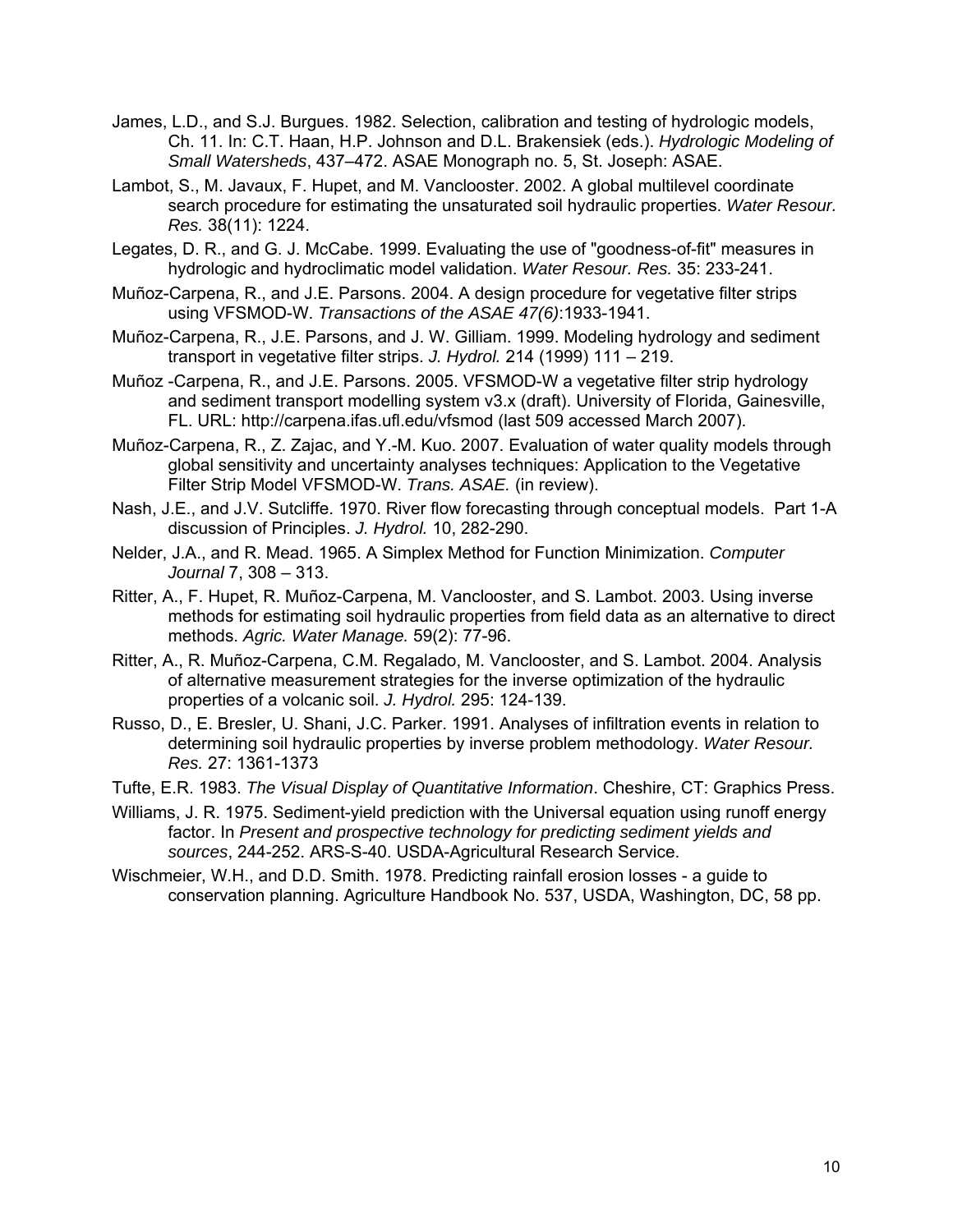James, L.D., and S.J. Burgues. 1982. Selection, calibration and testing of hydrologic models, Ch. 11. In: C.T. Haan, H.P. Johnson and D.L. Brakensiek (eds.). *Hydrologic Modeling of Small Watersheds*, 437–472. ASAE Monograph no. 5, St. Joseph: ASAE.

Lambot, S., M. Javaux, F. Hupet, and M. Vanclooster. 2002. A global multilevel coordinate search procedure for estimating the unsaturated soil hydraulic properties. *Water Resour. Res.* 38(11): 1224.

Legates, D. R., and G. J. McCabe. 1999. Evaluating the use of "goodness-of-fit" measures in hydrologic and hydroclimatic model validation. *Water Resour. Res.* 35: 233-241.

Muñoz-Carpena, R., and J.E. Parsons. 2004. A design procedure for vegetative filter strips using VFSMOD-W. *Transactions of the ASAE 47(6)*:1933-1941.

Muñoz-Carpena, R., J.E. Parsons, and J. W. Gilliam. 1999. Modeling hydrology and sediment transport in vegetative filter strips. *J. Hydrol.* 214 (1999) 111 – 219.

Muñoz -Carpena, R., and J.E. Parsons. 2005. VFSMOD-W a vegetative filter strip hydrology and sediment transport modelling system v3.x (draft). University of Florida, Gainesville, FL. URL: http://carpena.ifas.ufl.edu/vfsmod (last 509 accessed March 2007).

Muñoz-Carpena, R., Z. Zajac, and Y.-M. Kuo. 2007. Evaluation of water quality models through global sensitivity and uncertainty analyses techniques: Application to the Vegetative Filter Strip Model VFSMOD-W. *Trans. ASAE.* (in review).

Nash, J.E., and J.V. Sutcliffe. 1970. River flow forecasting through conceptual models. Part 1-A discussion of Principles. *J. Hydrol.* 10, 282-290.

Nelder, J.A., and R. Mead. 1965. A Simplex Method for Function Minimization. *Computer Journal* 7, 308 – 313.

Ritter, A., F. Hupet, R. Muñoz-Carpena, M. Vanclooster, and S. Lambot. 2003. Using inverse methods for estimating soil hydraulic properties from field data as an alternative to direct methods. *Agric. Water Manage.* 59(2): 77-96.

Ritter, A., R. Muñoz-Carpena, C.M. Regalado, M. Vanclooster, and S. Lambot. 2004. Analysis of alternative measurement strategies for the inverse optimization of the hydraulic properties of a volcanic soil. *J. Hydrol.* 295: 124-139.

Russo, D., E. Bresler, U. Shani, J.C. Parker. 1991. Analyses of infiltration events in relation to determining soil hydraulic properties by inverse problem methodology. *Water Resour. Res.* 27: 1361-1373

Tufte, E.R. 1983. *The Visual Display of Quantitative Information*. Cheshire, CT: Graphics Press.

Williams, J. R. 1975. Sediment-yield prediction with the Universal equation using runoff energy factor. In *Present and prospective technology for predicting sediment yields and sources*, 244-252. ARS-S-40. USDA-Agricultural Research Service.

Wischmeier, W.H., and D.D. Smith. 1978. Predicting rainfall erosion losses - a guide to conservation planning. Agriculture Handbook No. 537, USDA, Washington, DC, 58 pp.